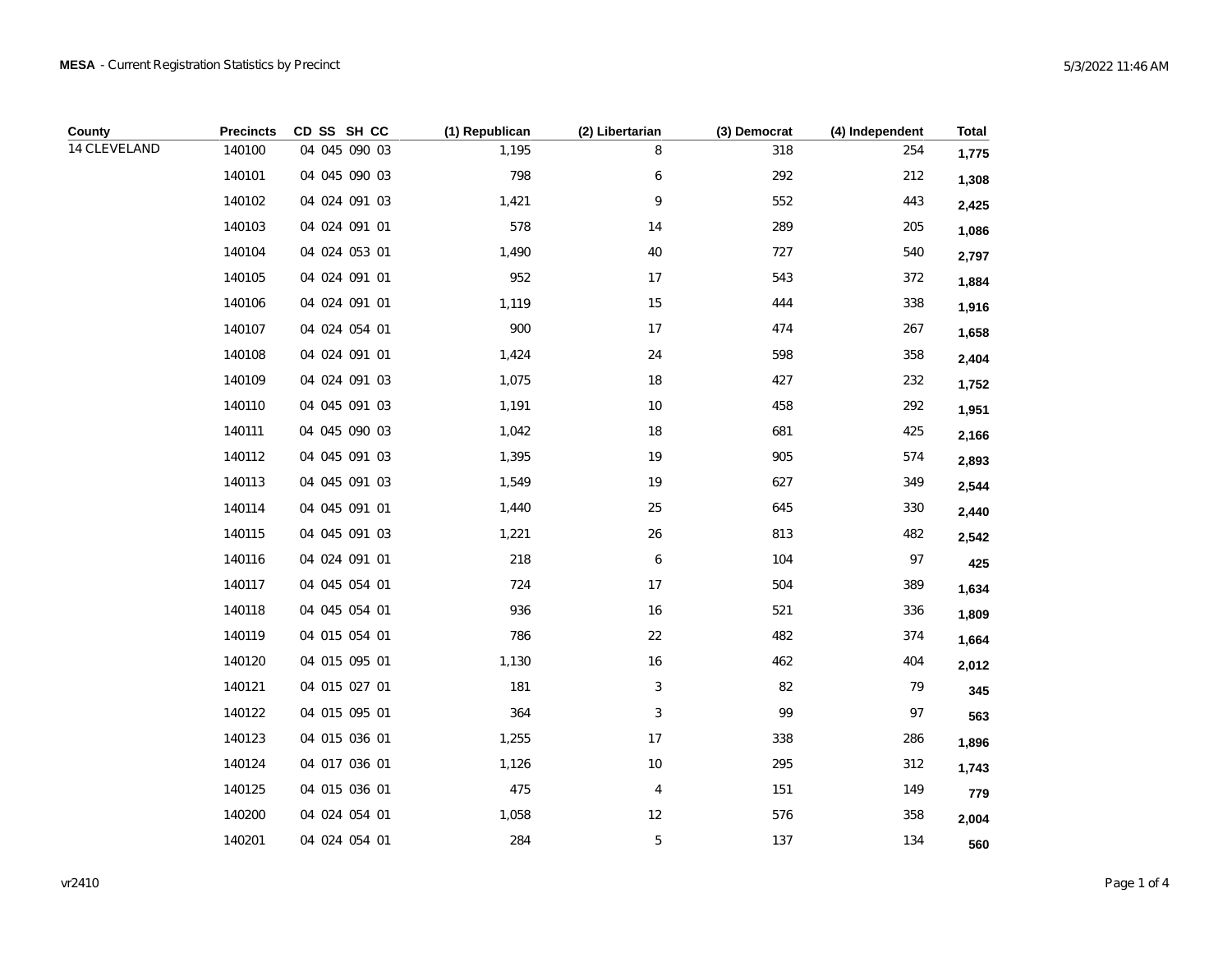**MESA** - Current Registration Statistics by Precinct

5/3/2022 11:46 AM

| County | Precincts | CD SS SH CC | (1) Republican | (2) Libertarian | (3) Democrat | (4) Independent | Total |
|---|---|---|---|---|---|---|---|
| 14 CLEVELAND | 140100 | 04 045 090 03 | 1,195 | 8 | 318 | 254 | **1,775** |
| | 140101 | 04 045 090 03 | 798 | 6 | 292 | 212 | **1,308** |
| | 140102 | 04 024 091 03 | 1,421 | 9 | 552 | 443 | **2,425** |
| | 140103 | 04 024 091 01 | 578 | 14 | 289 | 205 | **1,086** |
| | 140104 | 04 024 053 01 | 1,490 | 40 | 727 | 540 | **2,797** |
| | 140105 | 04 024 091 01 | 952 | 17 | 543 | 372 | **1,884** |
| | 140106 | 04 024 091 01 | 1,119 | 15 | 444 | 338 | **1,916** |
| | 140107 | 04 024 054 01 | 900 | 17 | 474 | 267 | **1,658** |
| | 140108 | 04 024 091 01 | 1,424 | 24 | 598 | 358 | **2,404** |
| | 140109 | 04 024 091 03 | 1,075 | 18 | 427 | 232 | **1,752** |
| | 140110 | 04 045 091 03 | 1,191 | 10 | 458 | 292 | **1,951** |
| | 140111 | 04 045 090 03 | 1,042 | 18 | 681 | 425 | **2,166** |
| | 140112 | 04 045 091 03 | 1,395 | 19 | 905 | 574 | **2,893** |
| | 140113 | 04 045 091 03 | 1,549 | 19 | 627 | 349 | **2,544** |
| | 140114 | 04 045 091 01 | 1,440 | 25 | 645 | 330 | **2,440** |
| | 140115 | 04 045 091 03 | 1,221 | 26 | 813 | 482 | **2,542** |
| | 140116 | 04 024 091 01 | 218 | 6 | 104 | 97 | **425** |
| | 140117 | 04 045 054 01 | 724 | 17 | 504 | 389 | **1,634** |
| | 140118 | 04 045 054 01 | 936 | 16 | 521 | 336 | **1,809** |
| | 140119 | 04 015 054 01 | 786 | 22 | 482 | 374 | **1,664** |
| | 140120 | 04 015 095 01 | 1,130 | 16 | 462 | 404 | **2,012** |
| | 140121 | 04 015 027 01 | 181 | 3 | 82 | 79 | **345** |
| | 140122 | 04 015 095 01 | 364 | 3 | 99 | 97 | **563** |
| | 140123 | 04 015 036 01 | 1,255 | 17 | 338 | 286 | **1,896** |
| | 140124 | 04 017 036 01 | 1,126 | 10 | 295 | 312 | **1,743** |
| | 140125 | 04 015 036 01 | 475 | 4 | 151 | 149 | **779** |
| | 140200 | 04 024 054 01 | 1,058 | 12 | 576 | 358 | **2,004** |
| | 140201 | 04 024 054 01 | 284 | 5 | 137 | 134 | **560** |

vr2410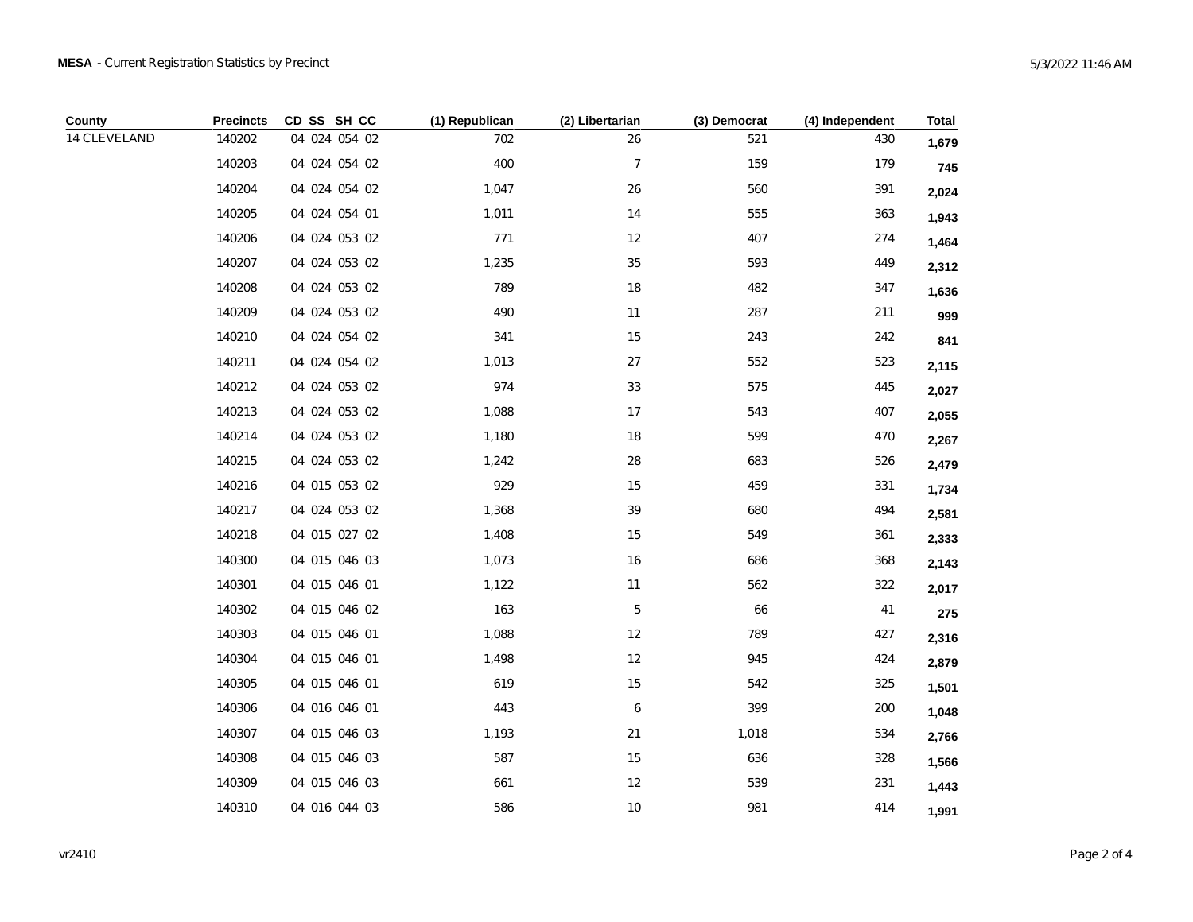**MESA** - Current Registration Statistics by Precinct

5/3/2022 11:46 AM

| County | Precincts | CD SS SH CC | (1) Republican | (2) Libertarian | (3) Democrat | (4) Independent | Total |
|---|---|---|---|---|---|---|---|
| 14 CLEVELAND | 140202 | 04 024 054 02 | 702 | 26 | 521 | 430 | **1,679** |
| | 140203 | 04 024 054 02 | 400 | 7 | 159 | 179 | **745** |
| | 140204 | 04 024 054 02 | 1,047 | 26 | 560 | 391 | **2,024** |
| | 140205 | 04 024 054 01 | 1,011 | 14 | 555 | 363 | **1,943** |
| | 140206 | 04 024 053 02 | 771 | 12 | 407 | 274 | **1,464** |
| | 140207 | 04 024 053 02 | 1,235 | 35 | 593 | 449 | **2,312** |
| | 140208 | 04 024 053 02 | 789 | 18 | 482 | 347 | **1,636** |
| | 140209 | 04 024 053 02 | 490 | 11 | 287 | 211 | **999** |
| | 140210 | 04 024 054 02 | 341 | 15 | 243 | 242 | **841** |
| | 140211 | 04 024 054 02 | 1,013 | 27 | 552 | 523 | **2,115** |
| | 140212 | 04 024 053 02 | 974 | 33 | 575 | 445 | **2,027** |
| | 140213 | 04 024 053 02 | 1,088 | 17 | 543 | 407 | **2,055** |
| | 140214 | 04 024 053 02 | 1,180 | 18 | 599 | 470 | **2,267** |
| | 140215 | 04 024 053 02 | 1,242 | 28 | 683 | 526 | **2,479** |
| | 140216 | 04 015 053 02 | 929 | 15 | 459 | 331 | **1,734** |
| | 140217 | 04 024 053 02 | 1,368 | 39 | 680 | 494 | **2,581** |
| | 140218 | 04 015 027 02 | 1,408 | 15 | 549 | 361 | **2,333** |
| | 140300 | 04 015 046 03 | 1,073 | 16 | 686 | 368 | **2,143** |
| | 140301 | 04 015 046 01 | 1,122 | 11 | 562 | 322 | **2,017** |
| | 140302 | 04 015 046 02 | 163 | 5 | 66 | 41 | **275** |
| | 140303 | 04 015 046 01 | 1,088 | 12 | 789 | 427 | **2,316** |
| | 140304 | 04 015 046 01 | 1,498 | 12 | 945 | 424 | **2,879** |
| | 140305 | 04 015 046 01 | 619 | 15 | 542 | 325 | **1,501** |
| | 140306 | 04 016 046 01 | 443 | 6 | 399 | 200 | **1,048** |
| | 140307 | 04 015 046 03 | 1,193 | 21 | 1,018 | 534 | **2,766** |
| | 140308 | 04 015 046 03 | 587 | 15 | 636 | 328 | **1,566** |
| | 140309 | 04 015 046 03 | 661 | 12 | 539 | 231 | **1,443** |
| | 140310 | 04 016 044 03 | 586 | 10 | 981 | 414 | **1,991** |

vr2410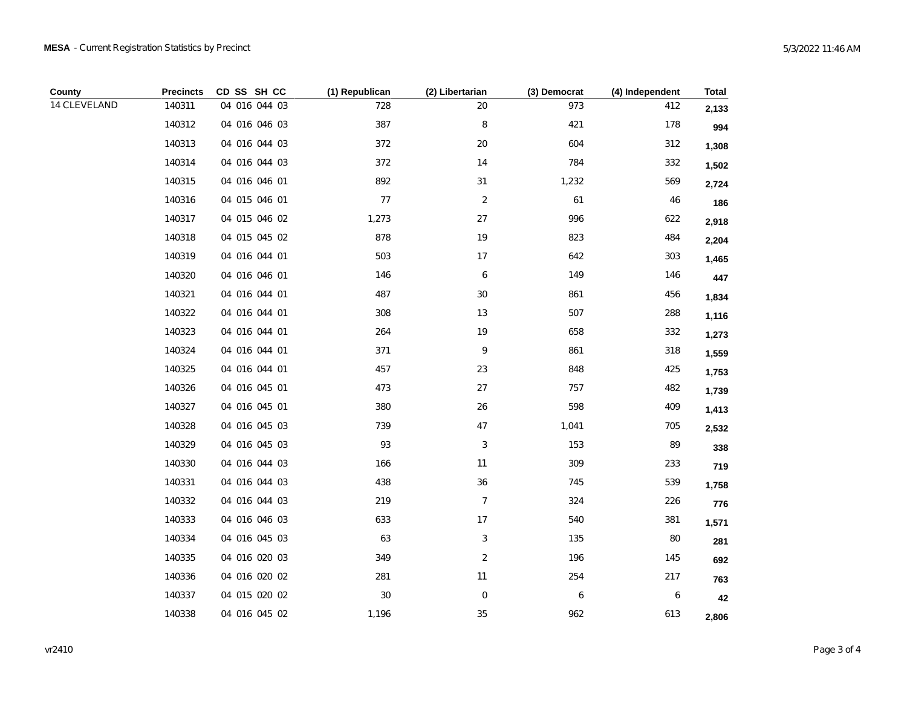**MESA** - Current Registration Statistics by Precinct

| County | Precincts | CD SS SH CC | (1) Republican | (2) Libertarian | (3) Democrat | (4) Independent | Total |
|---|---|---|---|---|---|---|---|
| 14 CLEVELAND | 140311 | 04 016 044 03 | 728 | 20 | 973 | 412 | **2,133** |
| | 140312 | 04 016 046 03 | 387 | 8 | 421 | 178 | **994** |
| | 140313 | 04 016 044 03 | 372 | 20 | 604 | 312 | **1,308** |
| | 140314 | 04 016 044 03 | 372 | 14 | 784 | 332 | **1,502** |
| | 140315 | 04 016 046 01 | 892 | 31 | 1,232 | 569 | **2,724** |
| | 140316 | 04 015 046 01 | 77 | 2 | 61 | 46 | **186** |
| | 140317 | 04 015 046 02 | 1,273 | 27 | 996 | 622 | **2,918** |
| | 140318 | 04 015 045 02 | 878 | 19 | 823 | 484 | **2,204** |
| | 140319 | 04 016 044 01 | 503 | 17 | 642 | 303 | **1,465** |
| | 140320 | 04 016 046 01 | 146 | 6 | 149 | 146 | **447** |
| | 140321 | 04 016 044 01 | 487 | 30 | 861 | 456 | **1,834** |
| | 140322 | 04 016 044 01 | 308 | 13 | 507 | 288 | **1,116** |
| | 140323 | 04 016 044 01 | 264 | 19 | 658 | 332 | **1,273** |
| | 140324 | 04 016 044 01 | 371 | 9 | 861 | 318 | **1,559** |
| | 140325 | 04 016 044 01 | 457 | 23 | 848 | 425 | **1,753** |
| | 140326 | 04 016 045 01 | 473 | 27 | 757 | 482 | **1,739** |
| | 140327 | 04 016 045 01 | 380 | 26 | 598 | 409 | **1,413** |
| | 140328 | 04 016 045 03 | 739 | 47 | 1,041 | 705 | **2,532** |
| | 140329 | 04 016 045 03 | 93 | 3 | 153 | 89 | **338** |
| | 140330 | 04 016 044 03 | 166 | 11 | 309 | 233 | **719** |
| | 140331 | 04 016 044 03 | 438 | 36 | 745 | 539 | **1,758** |
| | 140332 | 04 016 044 03 | 219 | 7 | 324 | 226 | **776** |
| | 140333 | 04 016 046 03 | 633 | 17 | 540 | 381 | **1,571** |
| | 140334 | 04 016 045 03 | 63 | 3 | 135 | 80 | **281** |
| | 140335 | 04 016 020 03 | 349 | 2 | 196 | 145 | **692** |
| | 140336 | 04 016 020 02 | 281 | 11 | 254 | 217 | **763** |
| | 140337 | 04 015 020 02 | 30 | 0 | 6 | 6 | **42** |
| | 140338 | 04 016 045 02 | 1,196 | 35 | 962 | 613 | **2,806** |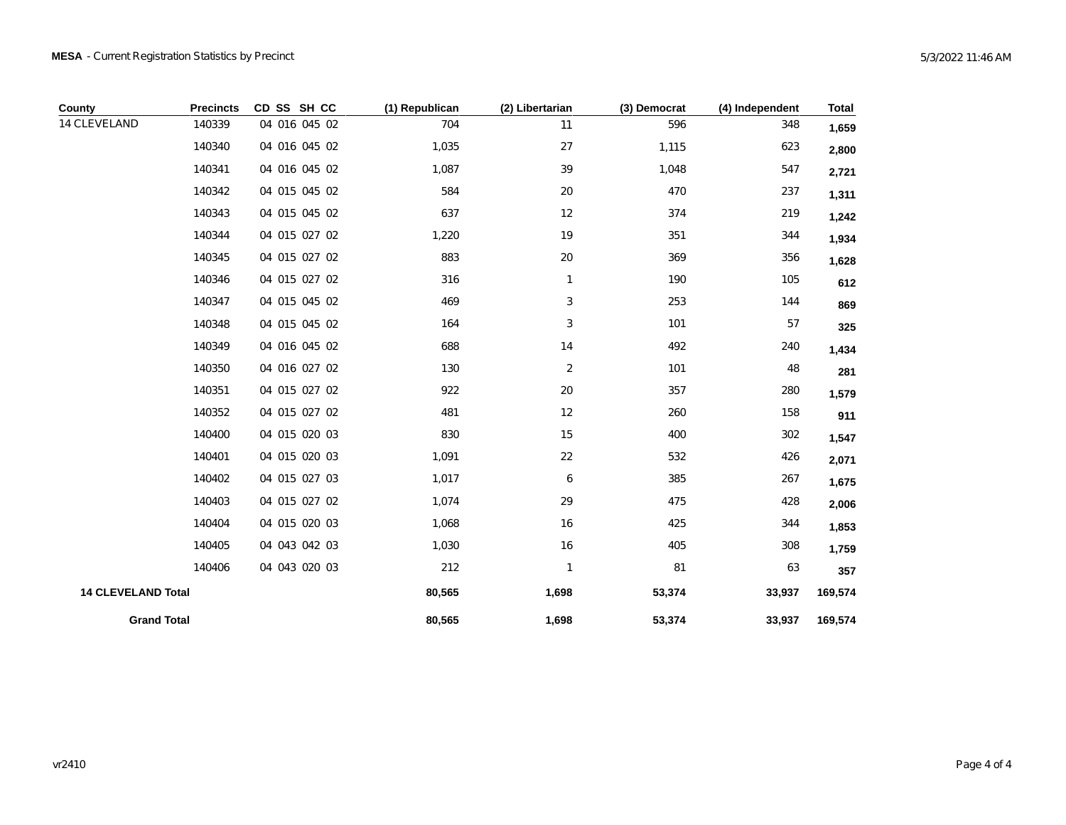**MESA** - Current Registration Statistics by Precinct

5/3/2022 11:46 AM

| County | Precincts | CD SS SH CC | (1) Republican | (2) Libertarian | (3) Democrat | (4) Independent | Total |
|---|---|---|---|---|---|---|---|
| 14 CLEVELAND | 140339 | 04 016 045 02 | 704 | 11 | 596 | 348 | **1,659** |
| | 140340 | 04 016 045 02 | 1,035 | 27 | 1,115 | 623 | **2,800** |
| | 140341 | 04 016 045 02 | 1,087 | 39 | 1,048 | 547 | **2,721** |
| | 140342 | 04 015 045 02 | 584 | 20 | 470 | 237 | **1,311** |
| | 140343 | 04 015 045 02 | 637 | 12 | 374 | 219 | **1,242** |
| | 140344 | 04 015 027 02 | 1,220 | 19 | 351 | 344 | **1,934** |
| | 140345 | 04 015 027 02 | 883 | 20 | 369 | 356 | **1,628** |
| | 140346 | 04 015 027 02 | 316 | 1 | 190 | 105 | **612** |
| | 140347 | 04 015 045 02 | 469 | 3 | 253 | 144 | **869** |
| | 140348 | 04 015 045 02 | 164 | 3 | 101 | 57 | **325** |
| | 140349 | 04 016 045 02 | 688 | 14 | 492 | 240 | **1,434** |
| | 140350 | 04 016 027 02 | 130 | 2 | 101 | 48 | **281** |
| | 140351 | 04 015 027 02 | 922 | 20 | 357 | 280 | **1,579** |
| | 140352 | 04 015 027 02 | 481 | 12 | 260 | 158 | **911** |
| | 140400 | 04 015 020 03 | 830 | 15 | 400 | 302 | **1,547** |
| | 140401 | 04 015 020 03 | 1,091 | 22 | 532 | 426 | **2,071** |
| | 140402 | 04 015 027 03 | 1,017 | 6 | 385 | 267 | **1,675** |
| | 140403 | 04 015 027 02 | 1,074 | 29 | 475 | 428 | **2,006** |
| | 140404 | 04 015 020 03 | 1,068 | 16 | 425 | 344 | **1,853** |
| | 140405 | 04 043 042 03 | 1,030 | 16 | 405 | 308 | **1,759** |
| | 140406 | 04 043 020 03 | 212 | 1 | 81 | 63 | **357** |
| **14 CLEVELAND Total** | | | **80,565** | **1,698** | **53,374** | **33,937** | **169,574** |
| **Grand Total** | | | **80,565** | **1,698** | **53,374** | **33,937** | **169,574** |

vr2410